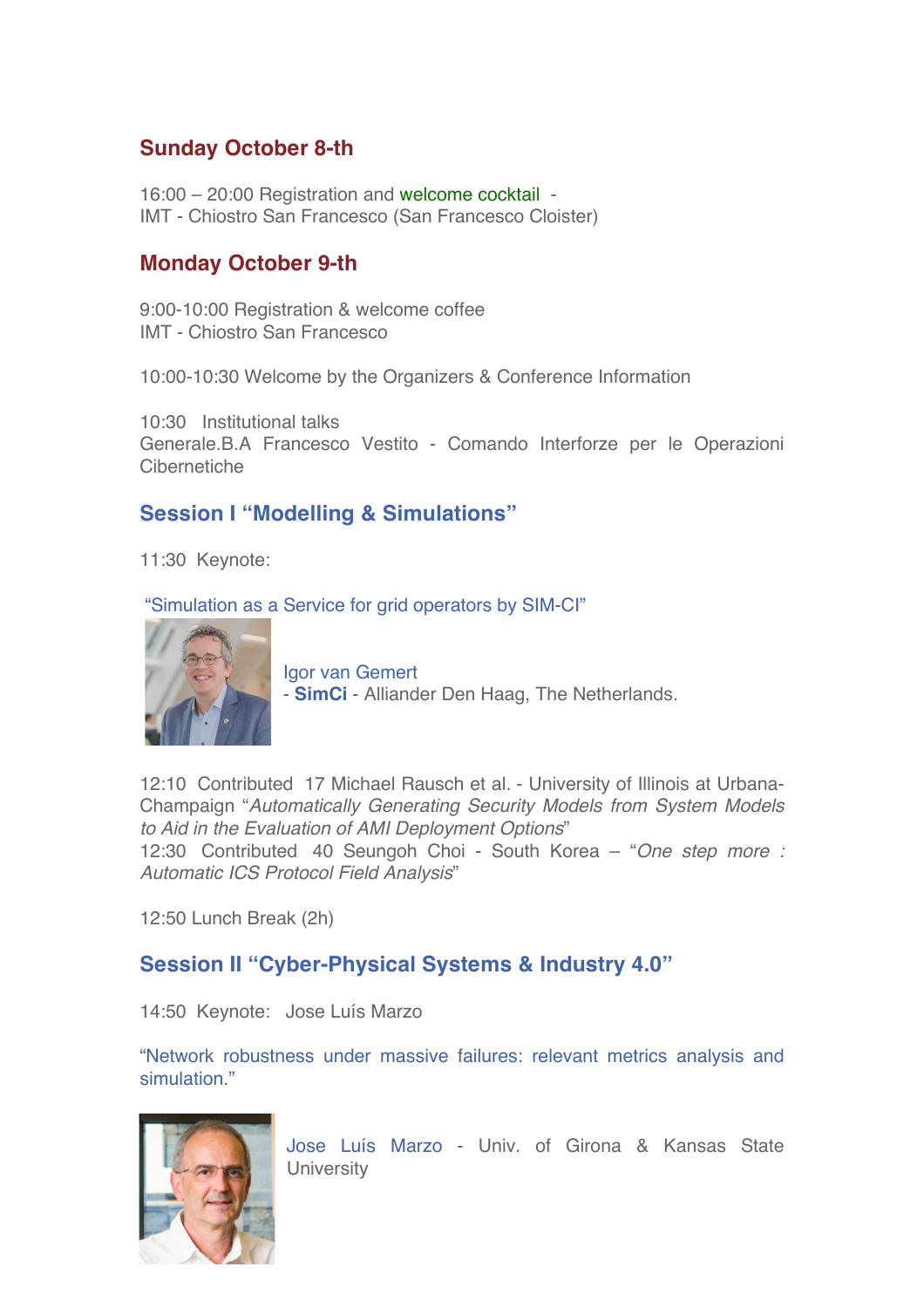## Sunday October 8-th

16:00 – 20:00 Registration and welcome cocktail -
IMT - Chiostro San Francesco (San Francesco Cloister)

## Monday October 9-th

9:00-10:00 Registration & welcome coffee
IMT - Chiostro San Francesco

10:00-10:30 Welcome by the Organizers & Conference Information

10:30 Institutional talks
Generale.B.A Francesco Vestito - Comando Interforze per le Operazioni Cibernetiche

## Session I "Modelling & Simulations"

11:30 Keynote:

"Simulation as a Service for grid operators by SIM-CI"

Igor van Gemert
- **SimCi** - Alliander Den Haag, The Netherlands.

12:10 Contributed 17 Michael Rausch et al. - University of Illinois at Urbana-Champaign "*Automatically Generating Security Models from System Models to Aid in the Evaluation of AMI Deployment Options*"
12:30 Contributed 40 Seungoh Choi - South Korea – "*One step more : Automatic ICS Protocol Field Analysis*"

12:50 Lunch Break (2h)

## Session II "Cyber-Physical Systems & Industry 4.0"

14:50 Keynote: Jose Luís Marzo

"Network robustness under massive failures: relevant metrics analysis and simulation."

Jose Luís Marzo - Univ. of Girona & Kansas State University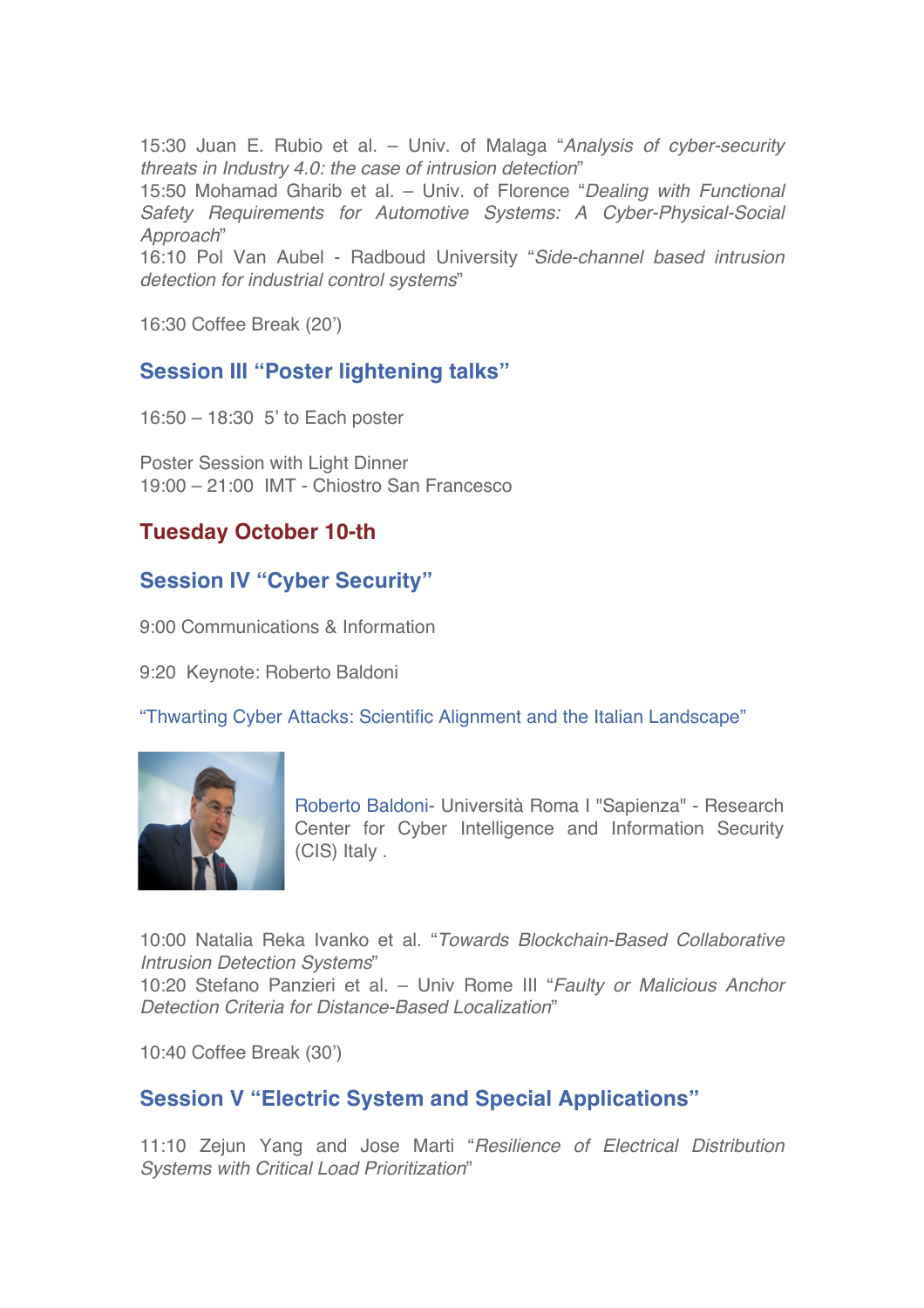15:30 Juan E. Rubio et al. – Univ. of Malaga "*Analysis of cyber-security threats in Industry 4.0: the case of intrusion detection*"
15:50 Mohamad Gharib et al. – Univ. of Florence "*Dealing with Functional Safety Requirements for Automotive Systems: A Cyber-Physical-Social Approach*"
16:10 Pol Van Aubel - Radboud University "*Side-channel based intrusion detection for industrial control systems*"

16:30 Coffee Break (20')

## Session III "Poster lightening talks"

16:50 – 18:30  5' to Each poster

Poster Session with Light Dinner
19:00 – 21:00  IMT - Chiostro San Francesco

## Tuesday October 10-th

## Session IV "Cyber Security"

9:00 Communications & Information

9:20  Keynote: Roberto Baldoni

"Thwarting Cyber Attacks: Scientific Alignment and the Italian Landscape"

Roberto Baldoni- Università Roma I "Sapienza" - Research Center for Cyber Intelligence and Information Security (CIS) Italy .

10:00 Natalia Reka Ivanko et al. "*Towards Blockchain-Based Collaborative Intrusion Detection Systems*"
10:20 Stefano Panzieri et al. – Univ Rome III "*Faulty or Malicious Anchor Detection Criteria for Distance-Based Localization*"

10:40 Coffee Break (30')

## Session V "Electric System and Special Applications"

11:10 Zejun Yang and Jose Marti "*Resilience of Electrical Distribution Systems with Critical Load Prioritization*"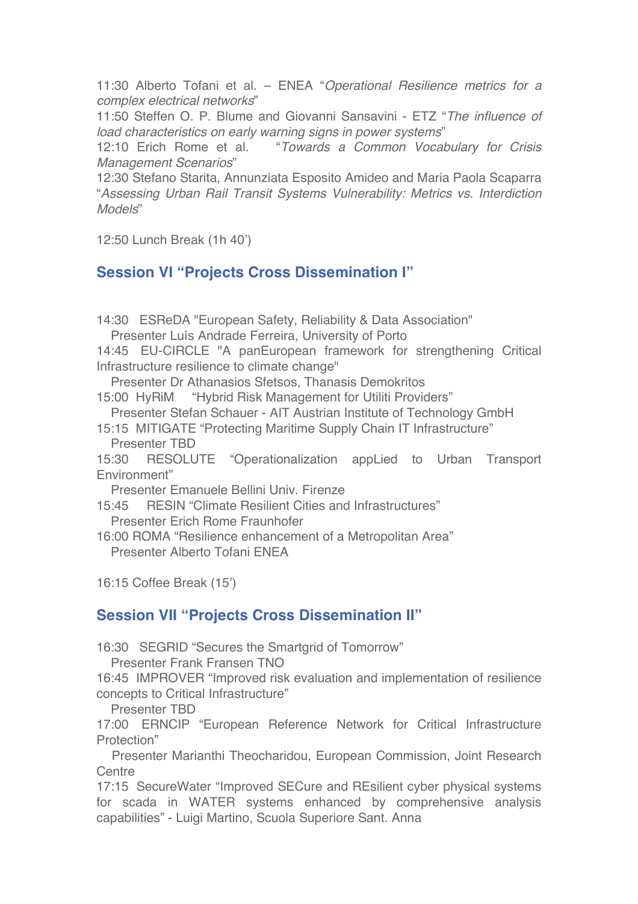11:30 Alberto Tofani et al. – ENEA "*Operational Resilience metrics for a complex electrical networks*"
11:50 Steffen O. P. Blume and Giovanni Sansavini - ETZ "*The influence of load characteristics on early warning signs in power systems*"
12:10 Erich Rome et al. "*Towards a Common Vocabulary for Crisis Management Scenarios*"
12:30 Stefano Starita, Annunziata Esposito Amideo and Maria Paola Scaparra "*Assessing Urban Rail Transit Systems Vulnerability: Metrics vs. Interdiction Models*"

12:50 Lunch Break (1h 40')

## Session VI "Projects Cross Dissemination I"

14:30 ESReDA "European Safety, Reliability & Data Association"
Presenter Luís Andrade Ferreira, University of Porto
14:45 EU-CIRCLE "A panEuropean framework for strengthening Critical Infrastructure resilience to climate change"
Presenter Dr Athanasios Sfetsos, Thanasis Demokritos
15:00 HyRiM "Hybrid Risk Management for Utiliti Providers"
Presenter Stefan Schauer - AIT Austrian Institute of Technology GmbH
15:15 MITIGATE "Protecting Maritime Supply Chain IT Infrastructure"
Presenter TBD
15:30 RESOLUTE "Operationalization appLied to Urban Transport Environment"
Presenter Emanuele Bellini Univ. Firenze
15:45 RESIN "Climate Resilient Cities and Infrastructures"
Presenter Erich Rome Fraunhofer
16:00 ROMA "Resilience enhancement of a Metropolitan Area"
Presenter Alberto Tofani ENEA

16:15 Coffee Break (15')

## Session VII "Projects Cross Dissemination II"

16:30 SEGRID "Secures the Smartgrid of Tomorrow"
Presenter Frank Fransen TNO
16:45 IMPROVER "Improved risk evaluation and implementation of resilience concepts to Critical Infrastructure"
Presenter TBD
17:00 ERNCIP "European Reference Network for Critical Infrastructure Protection"
Presenter Marianthi Theocharidou, European Commission, Joint Research Centre
17:15 SecureWater "Improved SECure and REsilient cyber physical systems for scada in WATER systems enhanced by comprehensive analysis capabilities" - Luigi Martino, Scuola Superiore Sant. Anna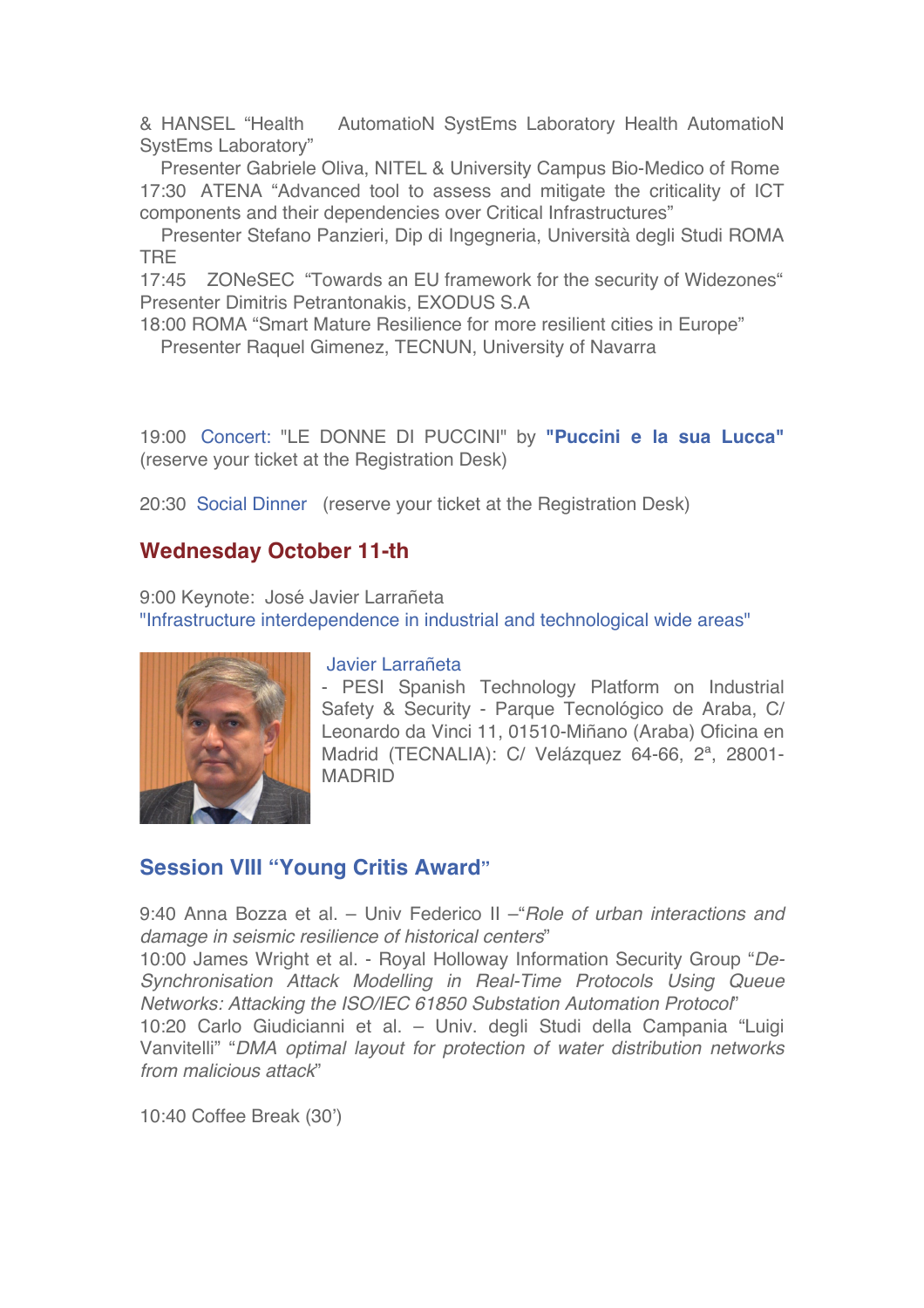& HANSEL "Health AutomatioN SystEms Laboratory Health AutomatioN SystEms Laboratory"

Presenter Gabriele Oliva, NITEL & University Campus Bio-Medico of Rome

17:30 ATENA "Advanced tool to assess and mitigate the criticality of ICT components and their dependencies over Critical Infrastructures"

Presenter Stefano Panzieri, Dip di Ingegneria, Università degli Studi ROMA TRE

17:45 ZONeSEC "Towards an EU framework for the security of Widezones"

Presenter Dimitris Petrantonakis, EXODUS S.A

18:00 ROMA "Smart Mature Resilience for more resilient cities in Europe"

Presenter Raquel Gimenez, TECNUN, University of Navarra

19:00 Concert: "LE DONNE DI PUCCINI" by **"Puccini e la sua Lucca"** (reserve your ticket at the Registration Desk)

20:30 Social Dinner (reserve your ticket at the Registration Desk)

## Wednesday October 11-th

9:00 Keynote: José Javier Larrañeta

"Infrastructure interdependence in industrial and technological wide areas"

Javier Larrañeta

- PESI Spanish Technology Platform on Industrial Safety & Security - Parque Tecnológico de Araba, C/ Leonardo da Vinci 11, 01510-Miñano (Araba) Oficina en Madrid (TECNALIA): C/ Velázquez 64-66, 2ª, 28001-MADRID

## Session VIII "Young Critis Award"

9:40 Anna Bozza et al. – Univ Federico II –"*Role of urban interactions and damage in seismic resilience of historical centers*"

10:00 James Wright et al. - Royal Holloway Information Security Group "*De-Synchronisation Attack Modelling in Real-Time Protocols Using Queue Networks: Attacking the ISO/IEC 61850 Substation Automation Protocol*"

10:20 Carlo Giudicianni et al. – Univ. degli Studi della Campania "Luigi Vanvitelli" "*DMA optimal layout for protection of water distribution networks from malicious attack*"

10:40 Coffee Break (30')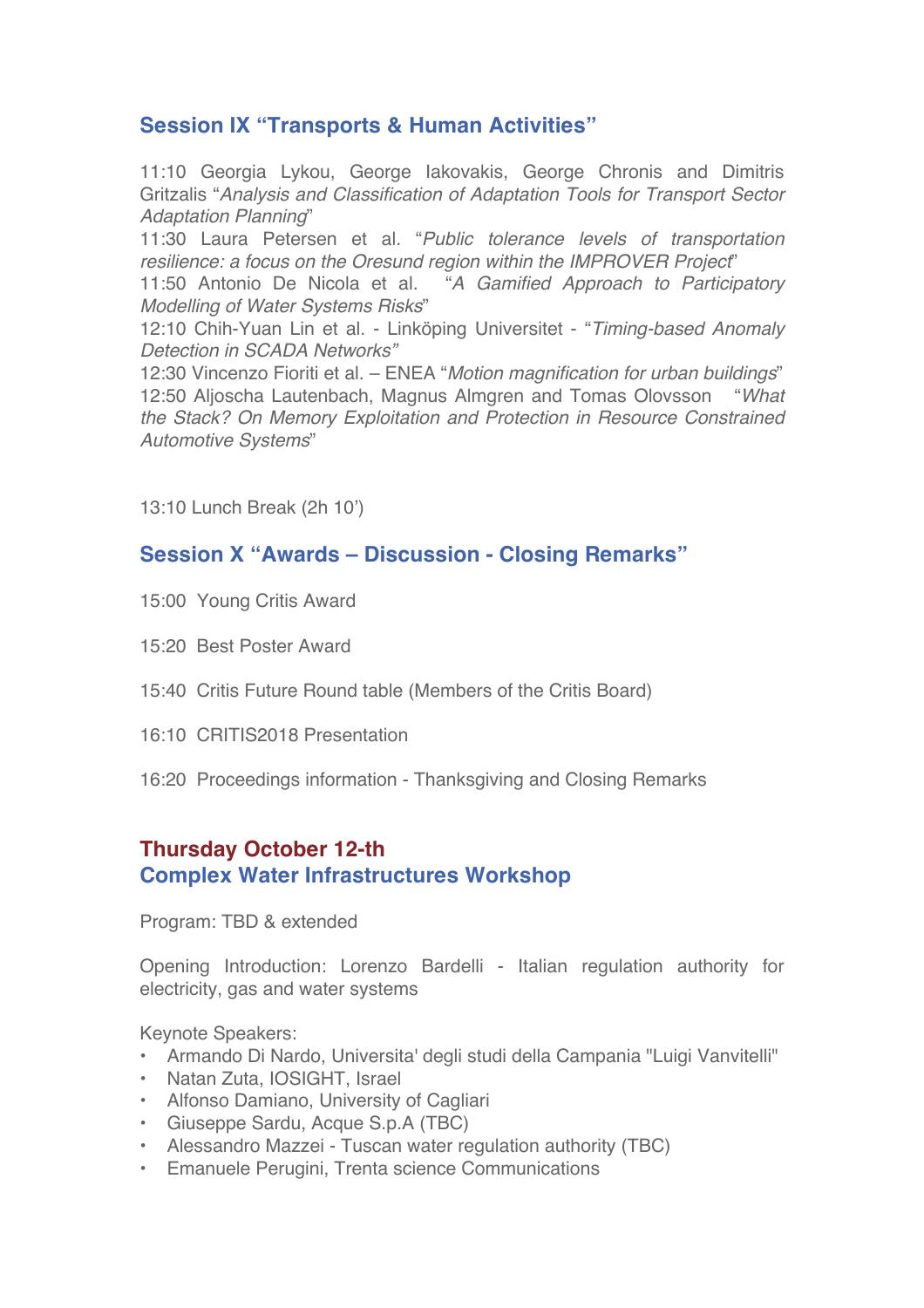## Session IX "Transports & Human Activities"

11:10 Georgia Lykou, George Iakovakis, George Chronis and Dimitris Gritzalis "*Analysis and Classification of Adaptation Tools for Transport Sector Adaptation Planning*"
11:30 Laura Petersen et al. "*Public tolerance levels of transportation resilience: a focus on the Oresund region within the IMPROVER Project*"
11:50 Antonio De Nicola et al. "*A Gamified Approach to Participatory Modelling of Water Systems Risks*"
12:10 Chih-Yuan Lin et al. - Linköping Universitet - "*Timing-based Anomaly Detection in SCADA Networks"*
12:30 Vincenzo Fioriti et al. – ENEA "*Motion magnification for urban buildings*"
12:50 Aljoscha Lautenbach, Magnus Almgren and Tomas Olovsson "*What the Stack? On Memory Exploitation and Protection in Resource Constrained Automotive Systems*"

13:10 Lunch Break (2h 10')

## Session X "Awards – Discussion - Closing Remarks"

15:00 Young Critis Award

15:20 Best Poster Award

15:40 Critis Future Round table (Members of the Critis Board)

16:10 CRITIS2018 Presentation

16:20 Proceedings information - Thanksgiving and Closing Remarks

## Thursday October 12-th
## Complex Water Infrastructures Workshop

Program: TBD & extended

Opening Introduction: Lorenzo Bardelli - Italian regulation authority for electricity, gas and water systems

Keynote Speakers:

- Armando Di Nardo, Universita' degli studi della Campania "Luigi Vanvitelli"
- Natan Zuta, IOSIGHT, Israel
- Alfonso Damiano, University of Cagliari
- Giuseppe Sardu, Acque S.p.A (TBC)
- Alessandro Mazzei - Tuscan water regulation authority (TBC)
- Emanuele Perugini, Trenta science Communications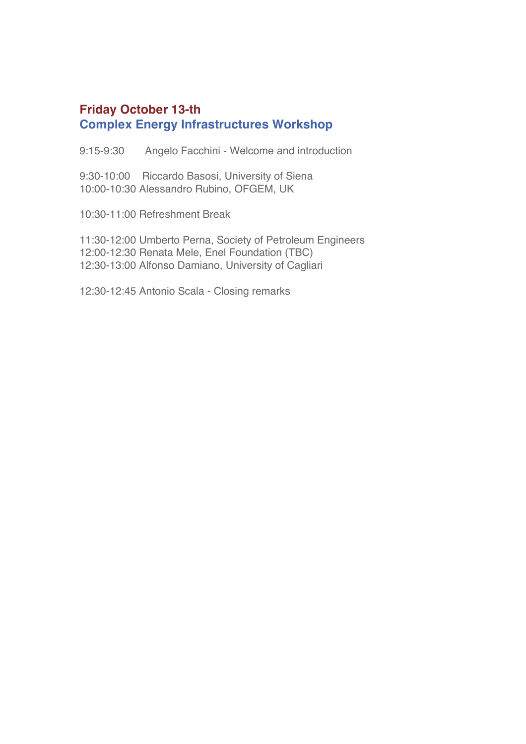**Friday October 13-th**

**Complex Energy Infrastructures Workshop**

9:15-9:30 Angelo Facchini - Welcome and introduction

9:30-10:00 Riccardo Basosi, University of Siena
10:00-10:30 Alessandro Rubino, OFGEM, UK

10:30-11:00 Refreshment Break

11:30-12:00 Umberto Perna, Society of Petroleum Engineers
12:00-12:30 Renata Mele, Enel Foundation (TBC)
12:30-13:00 Alfonso Damiano, University of Cagliari

12:30-12:45 Antonio Scala - Closing remarks